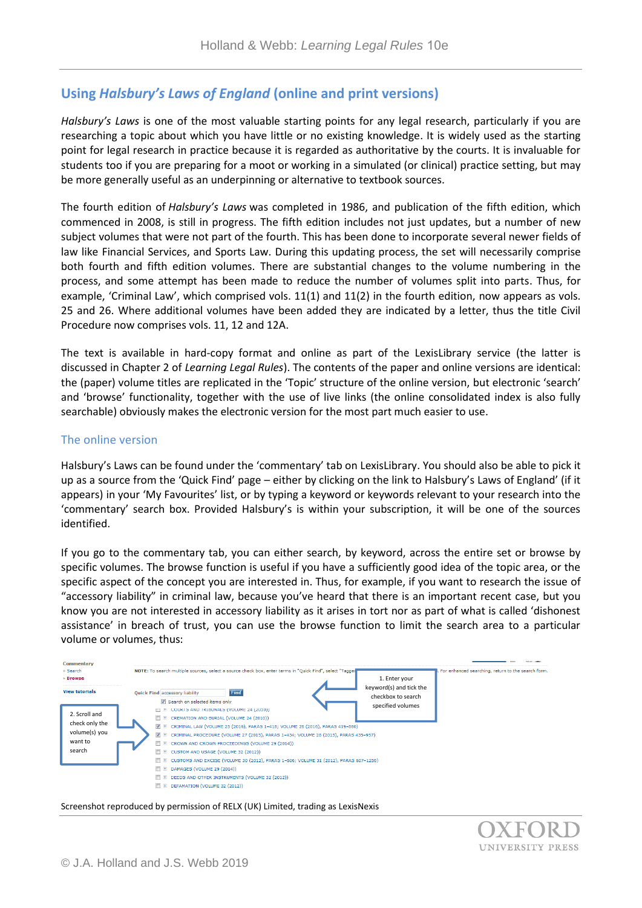## Using *Halsbury's Laws of England* (online and print versions)

*Halsbury's Laws* is one of the most valuable starting points for any legal research, particularly if you are researching a topic about which you have little or no existing knowledge. It is widely used as the starting point for legal research in practice because it is regarded as authoritative by the courts. It is invaluable for students too if you are preparing for a moot or working in a simulated (or clinical) practice setting, but may be more generally useful as an underpinning or alternative to textbook sources.

The fourth edition of *Halsbury's Laws* was completed in 1986, and publication of the fifth edition, which commenced in 2008, is still in progress. The fifth edition includes not just updates, but a number of new subject volumes that were not part of the fourth. This has been done to incorporate several newer fields of law like Financial Services, and Sports Law. During this updating process, the set will necessarily comprise both fourth and fifth edition volumes. There are substantial changes to the volume numbering in the process, and some attempt has been made to reduce the number of volumes split into parts. Thus, for example, 'Criminal Law', which comprised vols. 11(1) and 11(2) in the fourth edition, now appears as vols. 25 and 26. Where additional volumes have been added they are indicated by a letter, thus the title Civil Procedure now comprises vols. 11, 12 and 12A.

The text is available in hard-copy format and online as part of the LexisLibrary service (the latter is discussed in Chapter 2 of *Learning Legal Rules*). The contents of the paper and online versions are identical: the (paper) volume titles are replicated in the 'Topic' structure of the online version, but electronic 'search' and 'browse' functionality, together with the use of live links (the online consolidated index is also fully searchable) obviously makes the electronic version for the most part much easier to use.

### The online version

Halsbury's Laws can be found under the 'commentary' tab on LexisLibrary. You should also be able to pick it up as a source from the 'Quick Find' page – either by clicking on the link to Halsbury's Laws of England' (if it appears) in your 'My Favourites' list, or by typing a keyword or keywords relevant to your research into the 'commentary' search box. Provided Halsbury's is within your subscription, it will be one of the sources identified.

If you go to the commentary tab, you can either search, by keyword, across the entire set or browse by specific volumes. The browse function is useful if you have a sufficiently good idea of the topic area, or the specific aspect of the concept you are interested in. Thus, for example, if you want to research the issue of "accessory liability" in criminal law, because you've heard that there is an important recent case, but you know you are not interested in accessory liability as it arises in tort nor as part of what is called 'dishonest assistance' in breach of trust, you can use the browse function to limit the search area to a particular volume or volumes, thus:

Screenshot reproduced by permission of RELX (UK) Limited, trading as LexisNexis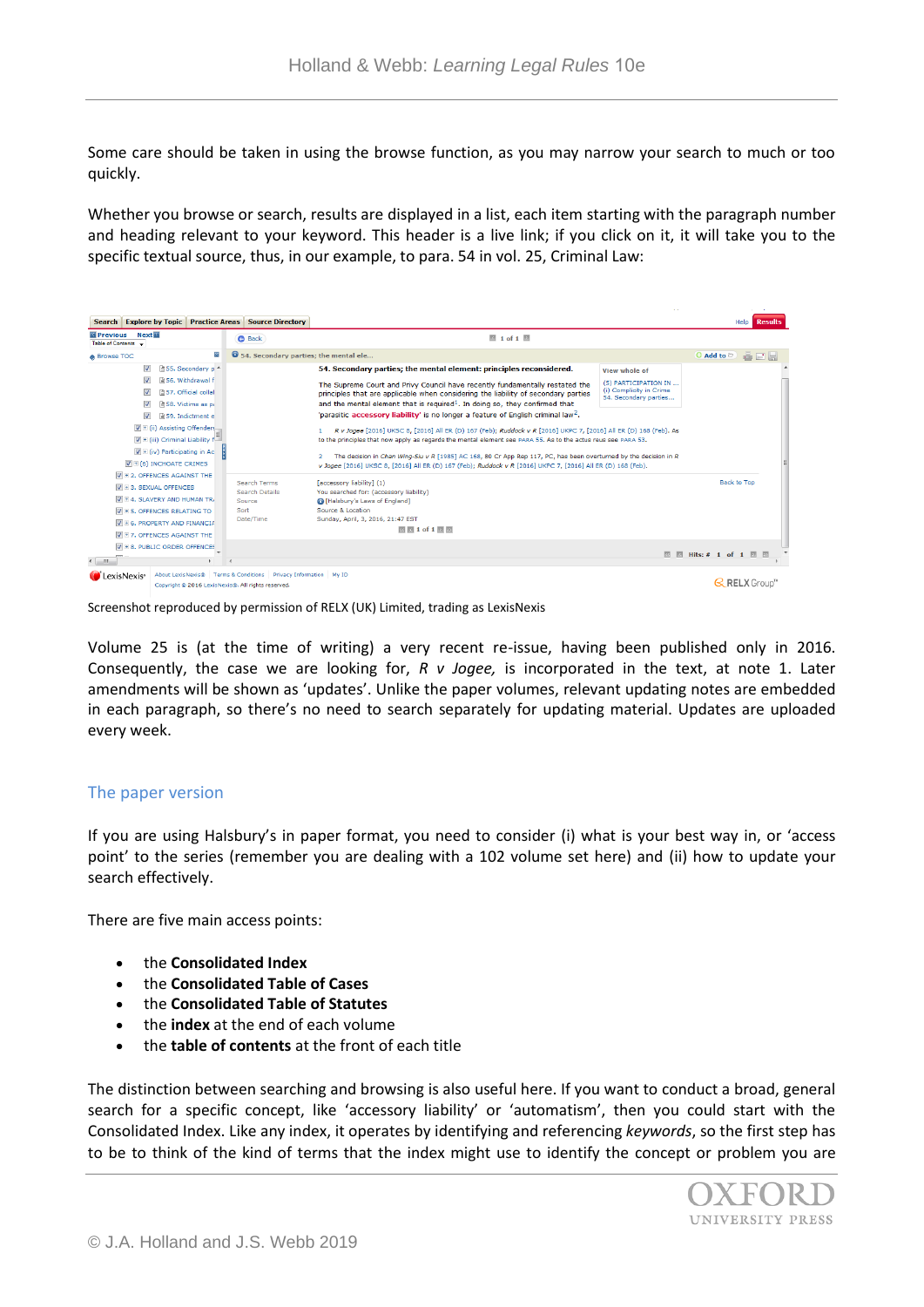Some care should be taken in using the browse function, as you may narrow your search to much or too quickly.

Whether you browse or search, results are displayed in a list, each item starting with the paragraph number and heading relevant to your keyword. This header is a live link; if you click on it, it will take you to the specific textual source, thus, in our example, to para. 54 in vol. 25, Criminal Law:

Screenshot reproduced by permission of RELX (UK) Limited, trading as LexisNexis

Volume 25 is (at the time of writing) a very recent re-issue, having been published only in 2016. Consequently, the case we are looking for, *R v Jogee,* is incorporated in the text, at note 1. Later amendments will be shown as 'updates'. Unlike the paper volumes, relevant updating notes are embedded in each paragraph, so there's no need to search separately for updating material. Updates are uploaded every week.

## The paper version

If you are using Halsbury's in paper format, you need to consider (i) what is your best way in, or 'access point' to the series (remember you are dealing with a 102 volume set here) and (ii) how to update your search effectively.

There are five main access points:

- the **Consolidated Index**
- the **Consolidated Table of Cases**
- the **Consolidated Table of Statutes**
- the **index** at the end of each volume
- the **table of contents** at the front of each title

The distinction between searching and browsing is also useful here. If you want to conduct a broad, general search for a specific concept, like 'accessory liability' or 'automatism', then you could start with the Consolidated Index. Like any index, it operates by identifying and referencing *keywords*, so the first step has to be to think of the kind of terms that the index might use to identify the concept or problem you are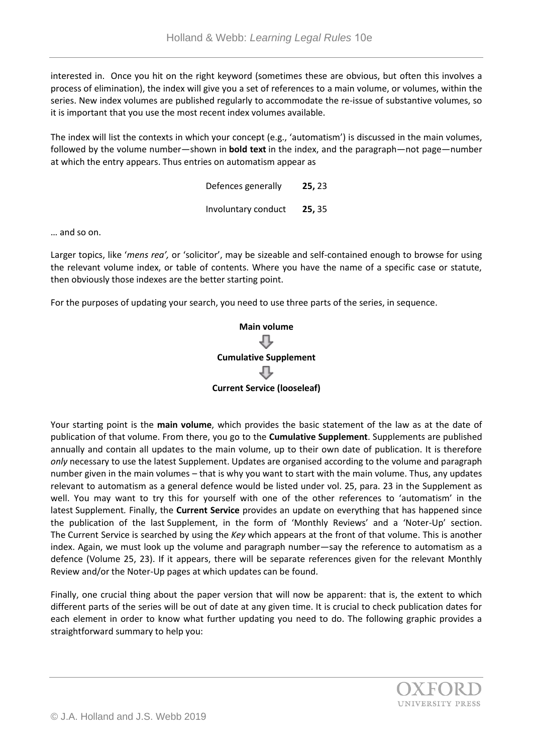interested in. Once you hit on the right keyword (sometimes these are obvious, but often this involves a process of elimination), the index will give you a set of references to a main volume, or volumes, within the series. New index volumes are published regularly to accommodate the re-issue of substantive volumes, so it is important that you use the most recent index volumes available.

The index will list the contexts in which your concept (e.g., 'automatism') is discussed in the main volumes, followed by the volume number—shown in **bold text** in the index, and the paragraph—not page—number at which the entry appears. Thus entries on automatism appear as

| | |
|---|---|
| Defences generally | **25,** 23 |
| Involuntary conduct | **25,** 35 |

… and so on.

Larger topics, like '*mens rea',* or 'solicitor', may be sizeable and self-contained enough to browse for using the relevant volume index, or table of contents. Where you have the name of a specific case or statute, then obviously those indexes are the better starting point.

For the purposes of updating your search, you need to use three parts of the series, in sequence.

**Main volume**

⇩

**Cumulative Supplement**

⇩

**Current Service (looseleaf)**

Your starting point is the **main volume**, which provides the basic statement of the law as at the date of publication of that volume. From there, you go to the **Cumulative Supplement**. Supplements are published annually and contain all updates to the main volume, up to their own date of publication. It is therefore *only* necessary to use the latest Supplement. Updates are organised according to the volume and paragraph number given in the main volumes – that is why you want to start with the main volume. Thus, any updates relevant to automatism as a general defence would be listed under vol. 25, para. 23 in the Supplement as well. You may want to try this for yourself with one of the other references to 'automatism' in the latest Supplement. Finally, the **Current Service** provides an update on everything that has happened since the publication of the last Supplement, in the form of 'Monthly Reviews' and a 'Noter-Up' section. The Current Service is searched by using the *Key* which appears at the front of that volume. This is another index. Again, we must look up the volume and paragraph number—say the reference to automatism as a defence (Volume 25, 23). If it appears, there will be separate references given for the relevant Monthly Review and/or the Noter-Up pages at which updates can be found.

Finally, one crucial thing about the paper version that will now be apparent: that is, the extent to which different parts of the series will be out of date at any given time. It is crucial to check publication dates for each element in order to know what further updating you need to do. The following graphic provides a straightforward summary to help you: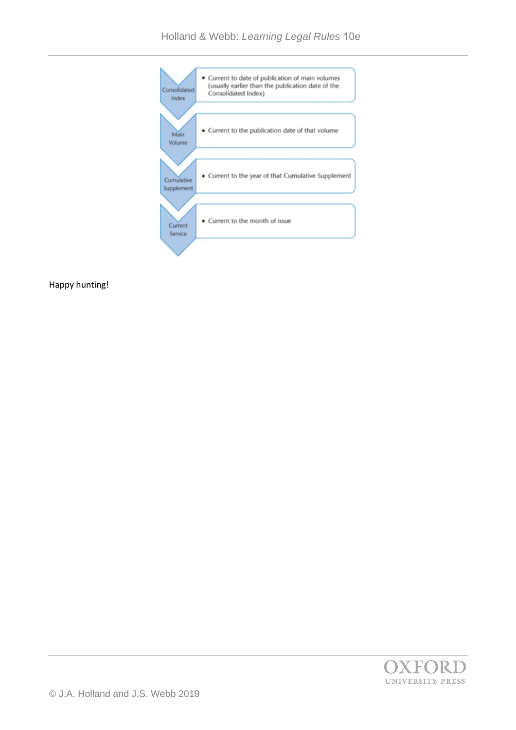Consolidated Index

- Current to date of publication of main volumes (usually earlier than the publication date of the Consolidated Index)

Main Volume

- Current to the publication date of that volume

Cumulative Supplement

- Current to the year of that Cumulative Supplement

Current Service

- Current to the month of issue

Happy hunting!